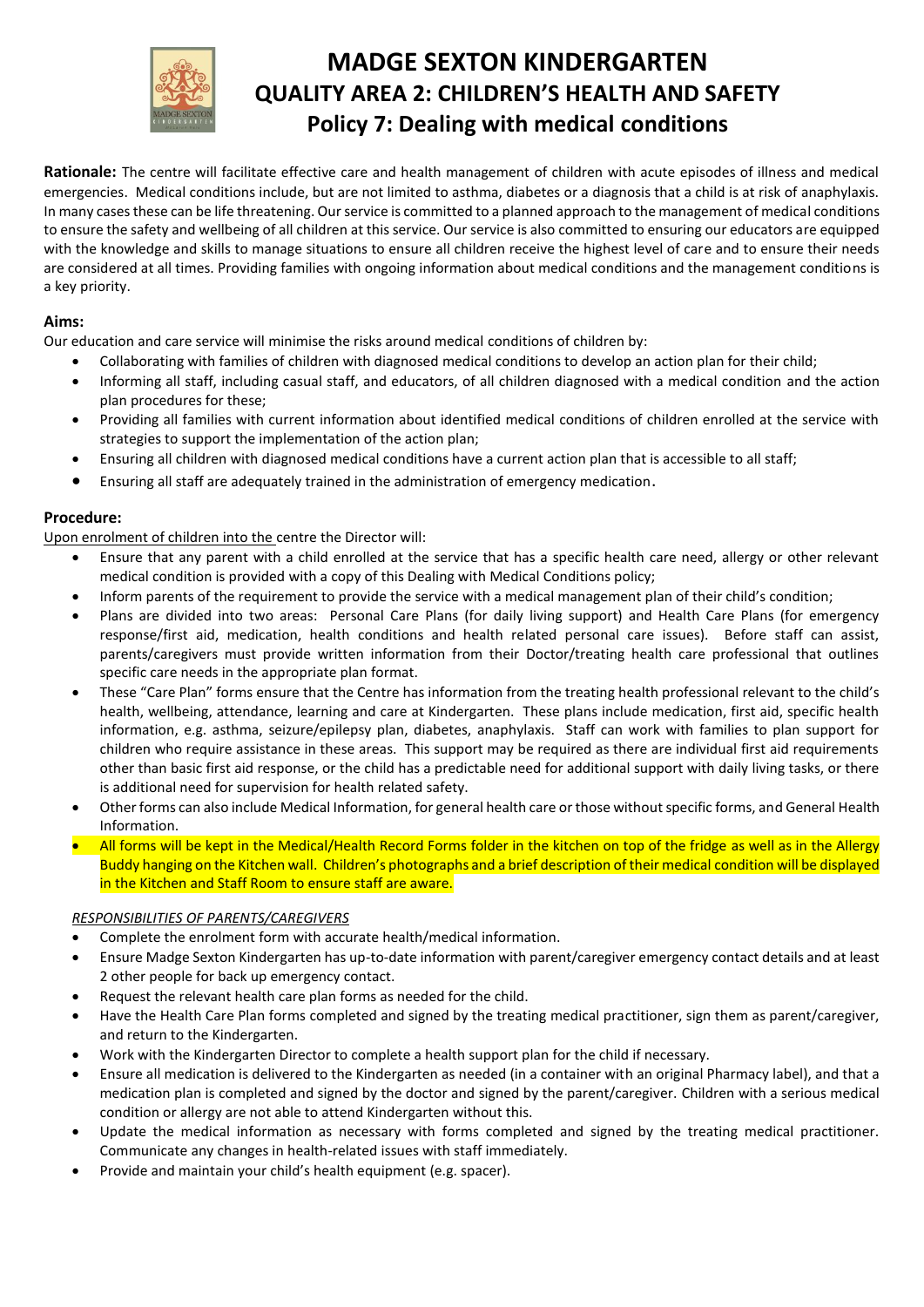# MADGE SEXTON KINDERGARTEN
## QUALITY AREA 2: CHILDREN'S HEALTH AND SAFETY
## Policy 7: Dealing with medical conditions

**Rationale:** The centre will facilitate effective care and health management of children with acute episodes of illness and medical emergencies. Medical conditions include, but are not limited to asthma, diabetes or a diagnosis that a child is at risk of anaphylaxis. In many cases these can be life threatening. Our service is committed to a planned approach to the management of medical conditions to ensure the safety and wellbeing of all children at this service. Our service is also committed to ensuring our educators are equipped with the knowledge and skills to manage situations to ensure all children receive the highest level of care and to ensure their needs are considered at all times. Providing families with ongoing information about medical conditions and the management conditions is a key priority.

### Aims:

Our education and care service will minimise the risks around medical conditions of children by:

- Collaborating with families of children with diagnosed medical conditions to develop an action plan for their child;
- Informing all staff, including casual staff, and educators, of all children diagnosed with a medical condition and the action plan procedures for these;
- Providing all families with current information about identified medical conditions of children enrolled at the service with strategies to support the implementation of the action plan;
- Ensuring all children with diagnosed medical conditions have a current action plan that is accessible to all staff;
- Ensuring all staff are adequately trained in the administration of emergency medication.

### Procedure:

Upon enrolment of children into the centre the Director will:

- Ensure that any parent with a child enrolled at the service that has a specific health care need, allergy or other relevant medical condition is provided with a copy of this Dealing with Medical Conditions policy;
- Inform parents of the requirement to provide the service with a medical management plan of their child's condition;
- Plans are divided into two areas: Personal Care Plans (for daily living support) and Health Care Plans (for emergency response/first aid, medication, health conditions and health related personal care issues). Before staff can assist, parents/caregivers must provide written information from their Doctor/treating health care professional that outlines specific care needs in the appropriate plan format.
- These "Care Plan" forms ensure that the Centre has information from the treating health professional relevant to the child's health, wellbeing, attendance, learning and care at Kindergarten. These plans include medication, first aid, specific health information, e.g. asthma, seizure/epilepsy plan, diabetes, anaphylaxis. Staff can work with families to plan support for children who require assistance in these areas. This support may be required as there are individual first aid requirements other than basic first aid response, or the child has a predictable need for additional support with daily living tasks, or there is additional need for supervision for health related safety.
- Other forms can also include Medical Information, for general health care or those without specific forms, and General Health Information.
- All forms will be kept in the Medical/Health Record Forms folder in the kitchen on top of the fridge as well as in the Allergy Buddy hanging on the Kitchen wall. Children's photographs and a brief description of their medical condition will be displayed in the Kitchen and Staff Room to ensure staff are aware.

*RESPONSIBILITIES OF PARENTS/CAREGIVERS*

- Complete the enrolment form with accurate health/medical information.
- Ensure Madge Sexton Kindergarten has up-to-date information with parent/caregiver emergency contact details and at least 2 other people for back up emergency contact.
- Request the relevant health care plan forms as needed for the child.
- Have the Health Care Plan forms completed and signed by the treating medical practitioner, sign them as parent/caregiver, and return to the Kindergarten.
- Work with the Kindergarten Director to complete a health support plan for the child if necessary.
- Ensure all medication is delivered to the Kindergarten as needed (in a container with an original Pharmacy label), and that a medication plan is completed and signed by the doctor and signed by the parent/caregiver. Children with a serious medical condition or allergy are not able to attend Kindergarten without this.
- Update the medical information as necessary with forms completed and signed by the treating medical practitioner. Communicate any changes in health-related issues with staff immediately.
- Provide and maintain your child's health equipment (e.g. spacer).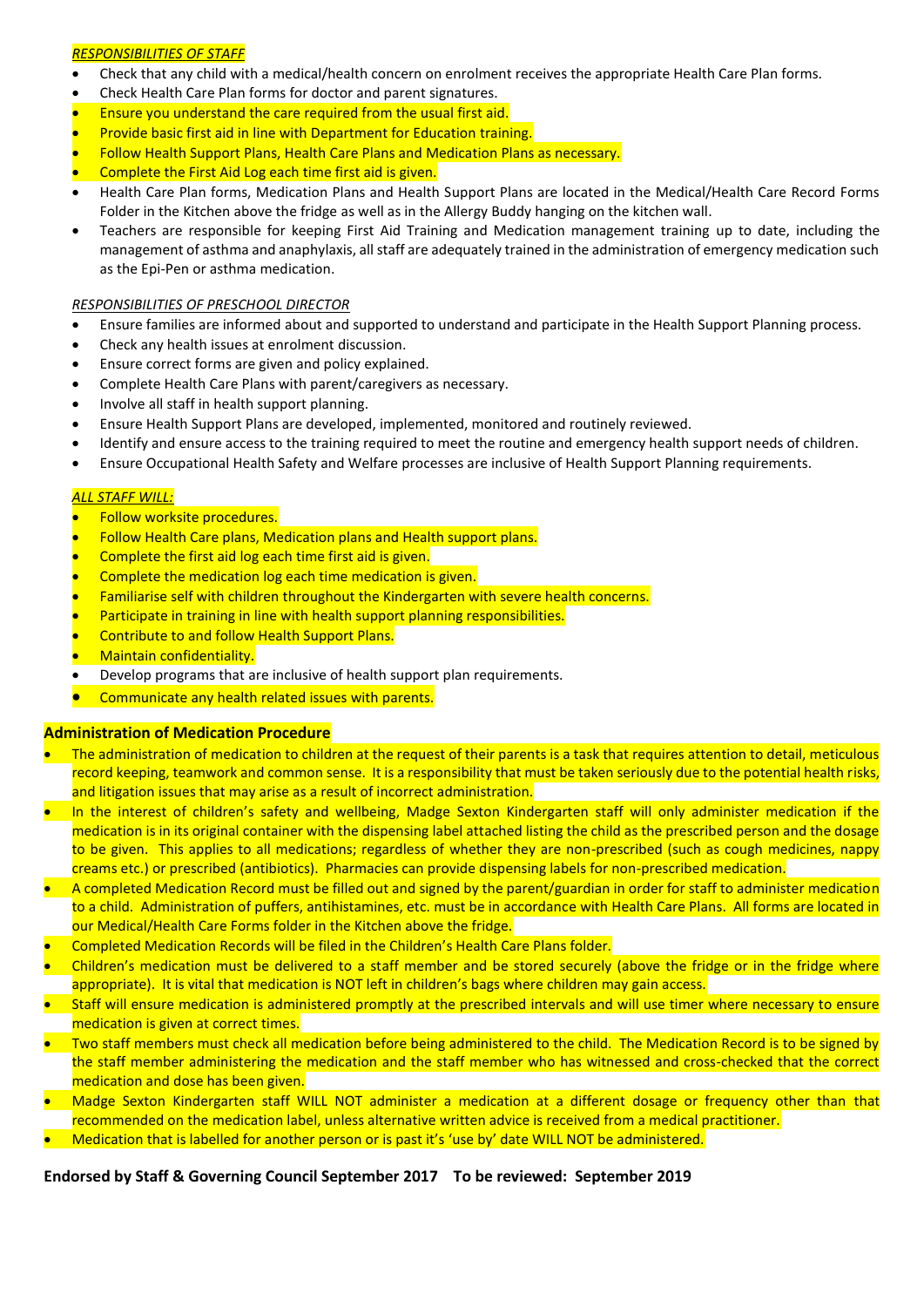*RESPONSIBILITIES OF STAFF*

- Check that any child with a medical/health concern on enrolment receives the appropriate Health Care Plan forms.
- Check Health Care Plan forms for doctor and parent signatures.
- Ensure you understand the care required from the usual first aid.
- Provide basic first aid in line with Department for Education training.
- Follow Health Support Plans, Health Care Plans and Medication Plans as necessary.
- Complete the First Aid Log each time first aid is given.
- Health Care Plan forms, Medication Plans and Health Support Plans are located in the Medical/Health Care Record Forms Folder in the Kitchen above the fridge as well as in the Allergy Buddy hanging on the kitchen wall.
- Teachers are responsible for keeping First Aid Training and Medication management training up to date, including the management of asthma and anaphylaxis, all staff are adequately trained in the administration of emergency medication such as the Epi-Pen or asthma medication.

*RESPONSIBILITIES OF PRESCHOOL DIRECTOR*

- Ensure families are informed about and supported to understand and participate in the Health Support Planning process.
- Check any health issues at enrolment discussion.
- Ensure correct forms are given and policy explained.
- Complete Health Care Plans with parent/caregivers as necessary.
- Involve all staff in health support planning.
- Ensure Health Support Plans are developed, implemented, monitored and routinely reviewed.
- Identify and ensure access to the training required to meet the routine and emergency health support needs of children.
- Ensure Occupational Health Safety and Welfare processes are inclusive of Health Support Planning requirements.

*ALL STAFF WILL:*

- Follow worksite procedures.
- Follow Health Care plans, Medication plans and Health support plans.
- Complete the first aid log each time first aid is given.
- Complete the medication log each time medication is given.
- Familiarise self with children throughout the Kindergarten with severe health concerns.
- Participate in training in line with health support planning responsibilities.
- Contribute to and follow Health Support Plans.
- Maintain confidentiality.
- Develop programs that are inclusive of health support plan requirements.
- Communicate any health related issues with parents.

## Administration of Medication Procedure

- The administration of medication to children at the request of their parents is a task that requires attention to detail, meticulous record keeping, teamwork and common sense. It is a responsibility that must be taken seriously due to the potential health risks, and litigation issues that may arise as a result of incorrect administration.
- In the interest of children's safety and wellbeing, Madge Sexton Kindergarten staff will only administer medication if the medication is in its original container with the dispensing label attached listing the child as the prescribed person and the dosage to be given. This applies to all medications; regardless of whether they are non-prescribed (such as cough medicines, nappy creams etc.) or prescribed (antibiotics). Pharmacies can provide dispensing labels for non-prescribed medication.
- A completed Medication Record must be filled out and signed by the parent/guardian in order for staff to administer medication to a child. Administration of puffers, antihistamines, etc. must be in accordance with Health Care Plans. All forms are located in our Medical/Health Care Forms folder in the Kitchen above the fridge.
- Completed Medication Records will be filed in the Children's Health Care Plans folder.
- Children's medication must be delivered to a staff member and be stored securely (above the fridge or in the fridge where appropriate). It is vital that medication is NOT left in children's bags where children may gain access.
- Staff will ensure medication is administered promptly at the prescribed intervals and will use timer where necessary to ensure medication is given at correct times.
- Two staff members must check all medication before being administered to the child. The Medication Record is to be signed by the staff member administering the medication and the staff member who has witnessed and cross-checked that the correct medication and dose has been given.
- Madge Sexton Kindergarten staff WILL NOT administer a medication at a different dosage or frequency other than that recommended on the medication label, unless alternative written advice is received from a medical practitioner.
- Medication that is labelled for another person or is past it's 'use by' date WILL NOT be administered.

**Endorsed by Staff & Governing Council September 2017 To be reviewed: September 2019**